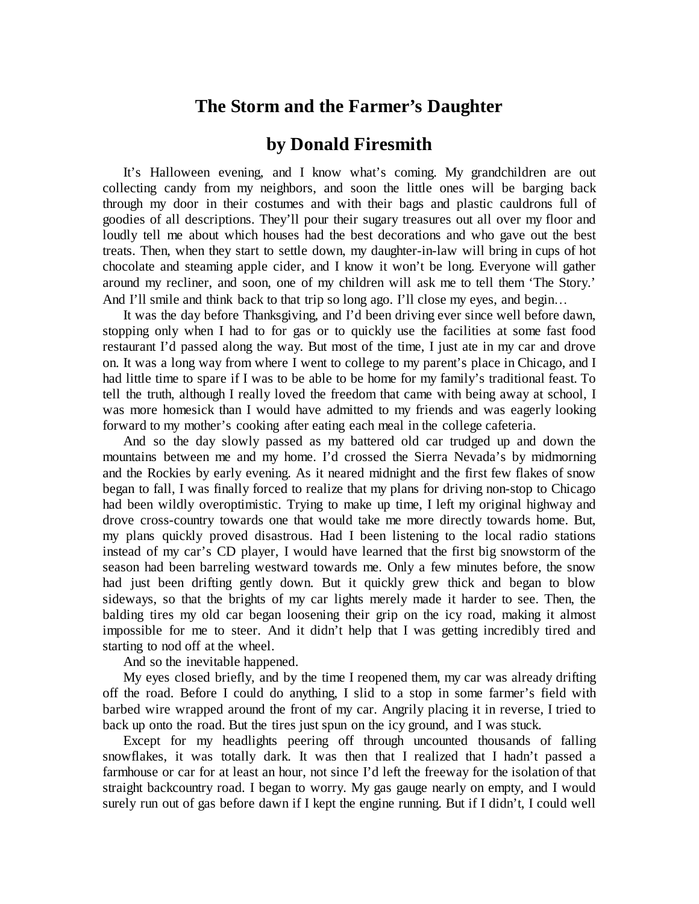# The Storm and the Farmer's Daughter

## by Donald Firesmith

It's Halloween evening, and I know what's coming. My grandchildren are out collecting candy from my neighbors, and soon the little ones will be barging back through my door in their costumes and with their bags and plastic cauldrons full of goodies of all descriptions. They'll pour their sugary treasures out all over my floor and loudly tell me about which houses had the best decorations and who gave out the best treats. Then, when they start to settle down, my daughter-in-law will bring in cups of hot chocolate and steaming apple cider, and I know it won't be long. Everyone will gather around my recliner, and soon, one of my children will ask me to tell them 'The Story.' And I'll smile and think back to that trip so long ago. I'll close my eyes, and begin…

It was the day before Thanksgiving, and I'd been driving ever since well before dawn, stopping only when I had to for gas or to quickly use the facilities at some fast food restaurant I'd passed along the way. But most of the time, I just ate in my car and drove on. It was a long way from where I went to college to my parent's place in Chicago, and I had little time to spare if I was to be able to be home for my family's traditional feast. To tell the truth, although I really loved the freedom that came with being away at school, I was more homesick than I would have admitted to my friends and was eagerly looking forward to my mother's cooking after eating each meal in the college cafeteria.

And so the day slowly passed as my battered old car trudged up and down the mountains between me and my home. I'd crossed the Sierra Nevada's by midmorning and the Rockies by early evening. As it neared midnight and the first few flakes of snow began to fall, I was finally forced to realize that my plans for driving non-stop to Chicago had been wildly overoptimistic. Trying to make up time, I left my original highway and drove cross-country towards one that would take me more directly towards home. But, my plans quickly proved disastrous. Had I been listening to the local radio stations instead of my car's CD player, I would have learned that the first big snowstorm of the season had been barreling westward towards me. Only a few minutes before, the snow had just been drifting gently down. But it quickly grew thick and began to blow sideways, so that the brights of my car lights merely made it harder to see. Then, the balding tires my old car began loosening their grip on the icy road, making it almost impossible for me to steer. And it didn't help that I was getting incredibly tired and starting to nod off at the wheel.

And so the inevitable happened.

My eyes closed briefly, and by the time I reopened them, my car was already drifting off the road. Before I could do anything, I slid to a stop in some farmer's field with barbed wire wrapped around the front of my car. Angrily placing it in reverse, I tried to back up onto the road. But the tires just spun on the icy ground, and I was stuck.

Except for my headlights peering off through uncounted thousands of falling snowflakes, it was totally dark. It was then that I realized that I hadn't passed a farmhouse or car for at least an hour, not since I'd left the freeway for the isolation of that straight backcountry road. I began to worry. My gas gauge nearly on empty, and I would surely run out of gas before dawn if I kept the engine running. But if I didn't, I could well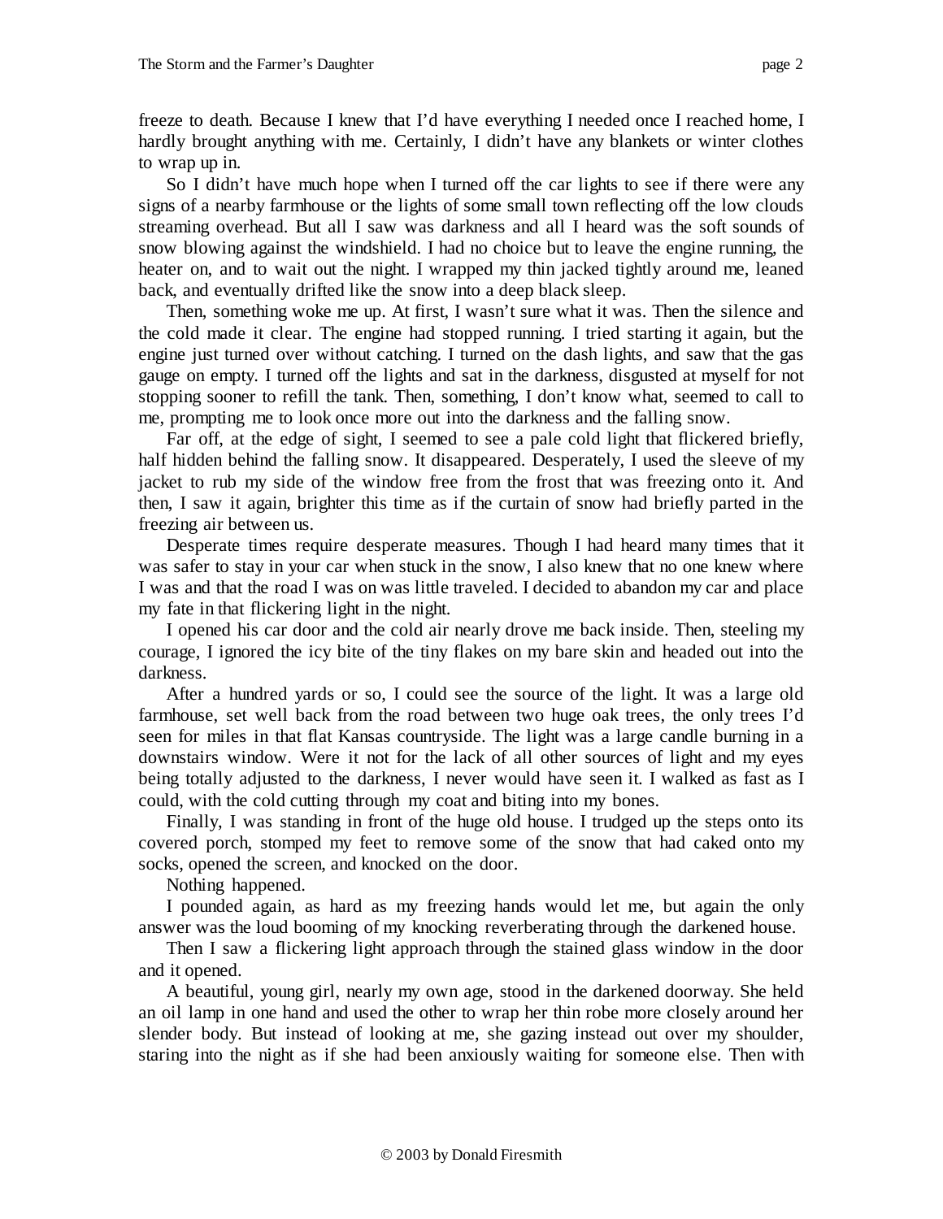freeze to death. Because I knew that I'd have everything I needed once I reached home, I hardly brought anything with me. Certainly, I didn't have any blankets or winter clothes to wrap up in.

So I didn't have much hope when I turned off the car lights to see if there were any signs of a nearby farmhouse or the lights of some small town reflecting off the low clouds streaming overhead. But all I saw was darkness and all I heard was the soft sounds of snow blowing against the windshield. I had no choice but to leave the engine running, the heater on, and to wait out the night. I wrapped my thin jacked tightly around me, leaned back, and eventually drifted like the snow into a deep black sleep.

Then, something woke me up. At first, I wasn't sure what it was. Then the silence and the cold made it clear. The engine had stopped running. I tried starting it again, but the engine just turned over without catching. I turned on the dash lights, and saw that the gas gauge on empty. I turned off the lights and sat in the darkness, disgusted at myself for not stopping sooner to refill the tank. Then, something, I don't know what, seemed to call to me, prompting me to look once more out into the darkness and the falling snow.

Far off, at the edge of sight, I seemed to see a pale cold light that flickered briefly, half hidden behind the falling snow. It disappeared. Desperately, I used the sleeve of my jacket to rub my side of the window free from the frost that was freezing onto it. And then, I saw it again, brighter this time as if the curtain of snow had briefly parted in the freezing air between us.

Desperate times require desperate measures. Though I had heard many times that it was safer to stay in your car when stuck in the snow, I also knew that no one knew where I was and that the road I was on was little traveled. I decided to abandon my car and place my fate in that flickering light in the night.

I opened his car door and the cold air nearly drove me back inside. Then, steeling my courage, I ignored the icy bite of the tiny flakes on my bare skin and headed out into the darkness.

After a hundred yards or so, I could see the source of the light. It was a large old farmhouse, set well back from the road between two huge oak trees, the only trees I'd seen for miles in that flat Kansas countryside. The light was a large candle burning in a downstairs window. Were it not for the lack of all other sources of light and my eyes being totally adjusted to the darkness, I never would have seen it. I walked as fast as I could, with the cold cutting through my coat and biting into my bones.

Finally, I was standing in front of the huge old house. I trudged up the steps onto its covered porch, stomped my feet to remove some of the snow that had caked onto my socks, opened the screen, and knocked on the door.

Nothing happened.

I pounded again, as hard as my freezing hands would let me, but again the only answer was the loud booming of my knocking reverberating through the darkened house.

Then I saw a flickering light approach through the stained glass window in the door and it opened.

A beautiful, young girl, nearly my own age, stood in the darkened doorway. She held an oil lamp in one hand and used the other to wrap her thin robe more closely around her slender body. But instead of looking at me, she gazing instead out over my shoulder, staring into the night as if she had been anxiously waiting for someone else. Then with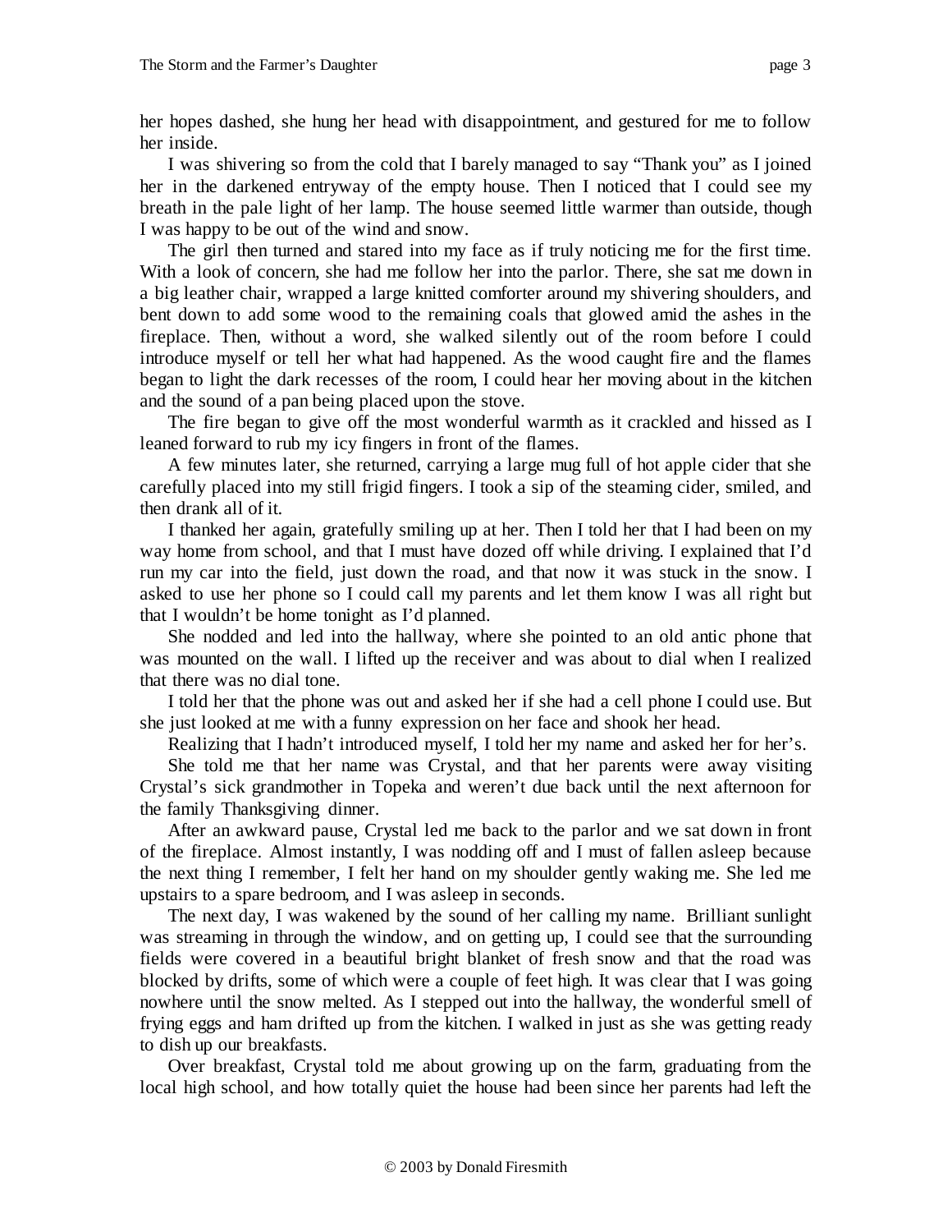her hopes dashed, she hung her head with disappointment, and gestured for me to follow her inside.

I was shivering so from the cold that I barely managed to say "Thank you" as I joined her in the darkened entryway of the empty house. Then I noticed that I could see my breath in the pale light of her lamp. The house seemed little warmer than outside, though I was happy to be out of the wind and snow.

The girl then turned and stared into my face as if truly noticing me for the first time. With a look of concern, she had me follow her into the parlor. There, she sat me down in a big leather chair, wrapped a large knitted comforter around my shivering shoulders, and bent down to add some wood to the remaining coals that glowed amid the ashes in the fireplace. Then, without a word, she walked silently out of the room before I could introduce myself or tell her what had happened. As the wood caught fire and the flames began to light the dark recesses of the room, I could hear her moving about in the kitchen and the sound of a pan being placed upon the stove.

The fire began to give off the most wonderful warmth as it crackled and hissed as I leaned forward to rub my icy fingers in front of the flames.

A few minutes later, she returned, carrying a large mug full of hot apple cider that she carefully placed into my still frigid fingers. I took a sip of the steaming cider, smiled, and then drank all of it.

I thanked her again, gratefully smiling up at her. Then I told her that I had been on my way home from school, and that I must have dozed off while driving. I explained that I'd run my car into the field, just down the road, and that now it was stuck in the snow. I asked to use her phone so I could call my parents and let them know I was all right but that I wouldn't be home tonight as I'd planned.

She nodded and led into the hallway, where she pointed to an old antic phone that was mounted on the wall. I lifted up the receiver and was about to dial when I realized that there was no dial tone.

I told her that the phone was out and asked her if she had a cell phone I could use. But she just looked at me with a funny expression on her face and shook her head.

Realizing that I hadn't introduced myself, I told her my name and asked her for her's.

She told me that her name was Crystal, and that her parents were away visiting Crystal's sick grandmother in Topeka and weren't due back until the next afternoon for the family Thanksgiving dinner.

After an awkward pause, Crystal led me back to the parlor and we sat down in front of the fireplace. Almost instantly, I was nodding off and I must of fallen asleep because the next thing I remember, I felt her hand on my shoulder gently waking me. She led me upstairs to a spare bedroom, and I was asleep in seconds.

The next day, I was wakened by the sound of her calling my name. Brilliant sunlight was streaming in through the window, and on getting up, I could see that the surrounding fields were covered in a beautiful bright blanket of fresh snow and that the road was blocked by drifts, some of which were a couple of feet high. It was clear that I was going nowhere until the snow melted. As I stepped out into the hallway, the wonderful smell of frying eggs and ham drifted up from the kitchen. I walked in just as she was getting ready to dish up our breakfasts.

Over breakfast, Crystal told me about growing up on the farm, graduating from the local high school, and how totally quiet the house had been since her parents had left the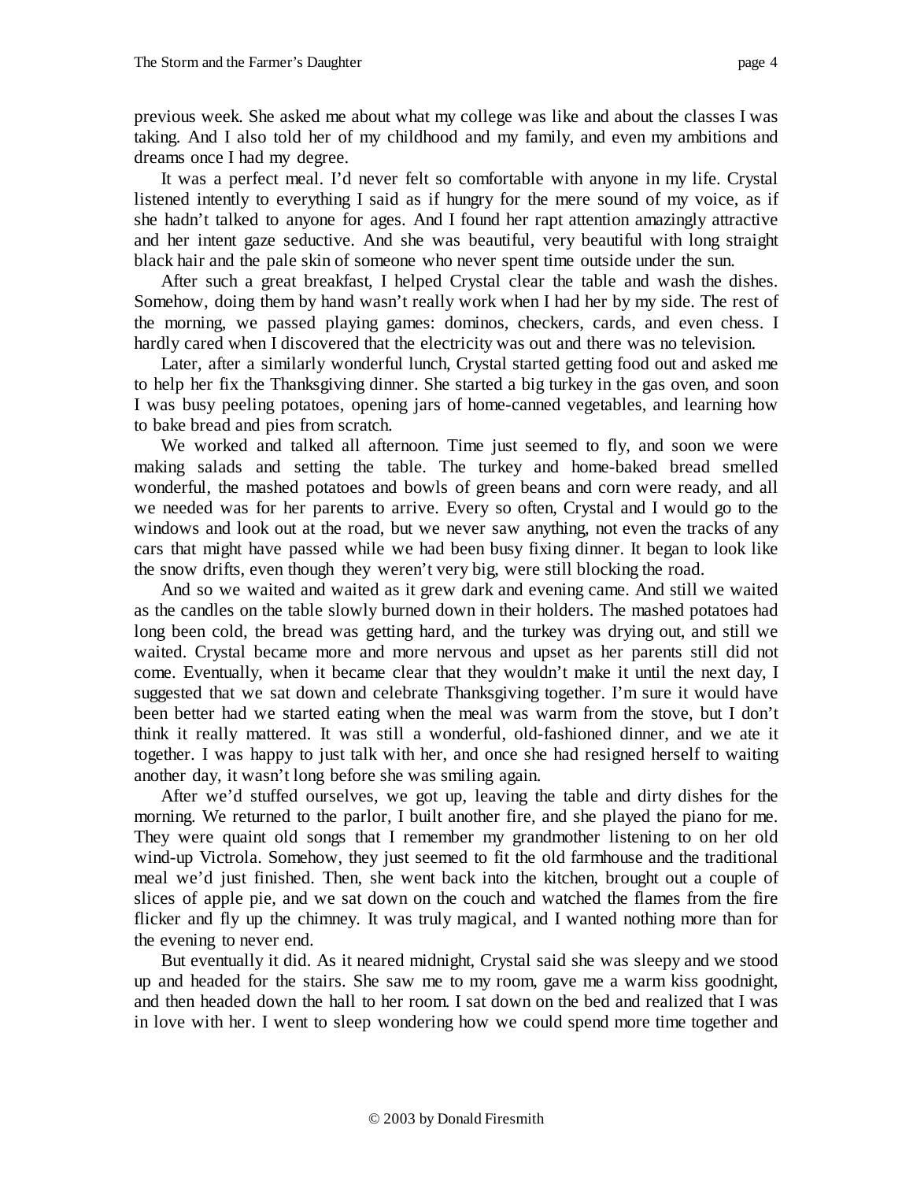previous week. She asked me about what my college was like and about the classes I was taking. And I also told her of my childhood and my family, and even my ambitions and dreams once I had my degree.

It was a perfect meal. I'd never felt so comfortable with anyone in my life. Crystal listened intently to everything I said as if hungry for the mere sound of my voice, as if she hadn't talked to anyone for ages. And I found her rapt attention amazingly attractive and her intent gaze seductive. And she was beautiful, very beautiful with long straight black hair and the pale skin of someone who never spent time outside under the sun.

After such a great breakfast, I helped Crystal clear the table and wash the dishes. Somehow, doing them by hand wasn't really work when I had her by my side. The rest of the morning, we passed playing games: dominos, checkers, cards, and even chess. I hardly cared when I discovered that the electricity was out and there was no television.

Later, after a similarly wonderful lunch, Crystal started getting food out and asked me to help her fix the Thanksgiving dinner. She started a big turkey in the gas oven, and soon I was busy peeling potatoes, opening jars of home-canned vegetables, and learning how to bake bread and pies from scratch.

We worked and talked all afternoon. Time just seemed to fly, and soon we were making salads and setting the table. The turkey and home-baked bread smelled wonderful, the mashed potatoes and bowls of green beans and corn were ready, and all we needed was for her parents to arrive. Every so often, Crystal and I would go to the windows and look out at the road, but we never saw anything, not even the tracks of any cars that might have passed while we had been busy fixing dinner. It began to look like the snow drifts, even though they weren't very big, were still blocking the road.

And so we waited and waited as it grew dark and evening came. And still we waited as the candles on the table slowly burned down in their holders. The mashed potatoes had long been cold, the bread was getting hard, and the turkey was drying out, and still we waited. Crystal became more and more nervous and upset as her parents still did not come. Eventually, when it became clear that they wouldn't make it until the next day, I suggested that we sat down and celebrate Thanksgiving together. I'm sure it would have been better had we started eating when the meal was warm from the stove, but I don't think it really mattered. It was still a wonderful, old-fashioned dinner, and we ate it together. I was happy to just talk with her, and once she had resigned herself to waiting another day, it wasn't long before she was smiling again.

After we'd stuffed ourselves, we got up, leaving the table and dirty dishes for the morning. We returned to the parlor, I built another fire, and she played the piano for me. They were quaint old songs that I remember my grandmother listening to on her old wind-up Victrola. Somehow, they just seemed to fit the old farmhouse and the traditional meal we'd just finished. Then, she went back into the kitchen, brought out a couple of slices of apple pie, and we sat down on the couch and watched the flames from the fire flicker and fly up the chimney. It was truly magical, and I wanted nothing more than for the evening to never end.

But eventually it did. As it neared midnight, Crystal said she was sleepy and we stood up and headed for the stairs. She saw me to my room, gave me a warm kiss goodnight, and then headed down the hall to her room. I sat down on the bed and realized that I was in love with her. I went to sleep wondering how we could spend more time together and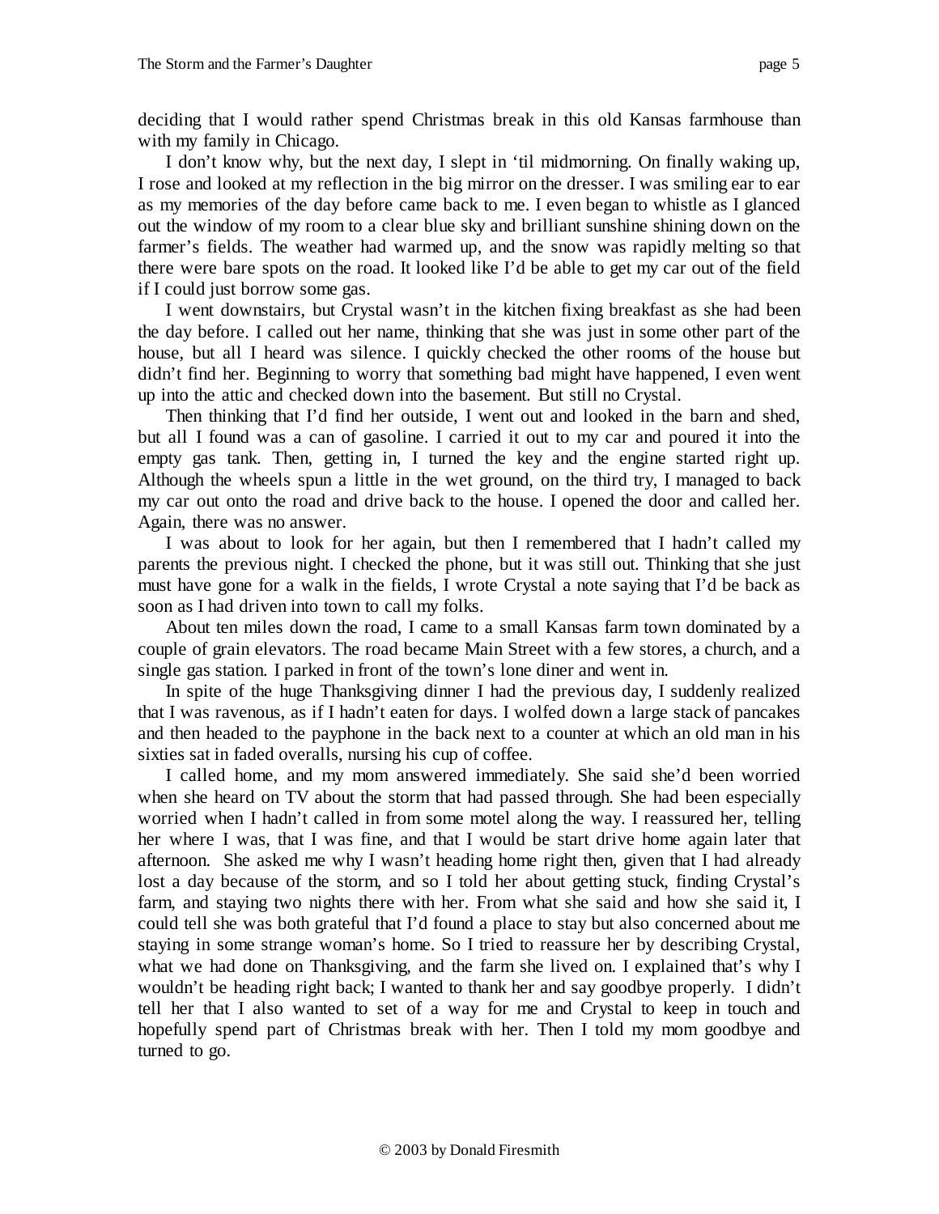deciding that I would rather spend Christmas break in this old Kansas farmhouse than with my family in Chicago.

I don't know why, but the next day, I slept in 'til midmorning. On finally waking up, I rose and looked at my reflection in the big mirror on the dresser. I was smiling ear to ear as my memories of the day before came back to me. I even began to whistle as I glanced out the window of my room to a clear blue sky and brilliant sunshine shining down on the farmer's fields. The weather had warmed up, and the snow was rapidly melting so that there were bare spots on the road. It looked like I'd be able to get my car out of the field if I could just borrow some gas.

I went downstairs, but Crystal wasn't in the kitchen fixing breakfast as she had been the day before. I called out her name, thinking that she was just in some other part of the house, but all I heard was silence. I quickly checked the other rooms of the house but didn't find her. Beginning to worry that something bad might have happened, I even went up into the attic and checked down into the basement. But still no Crystal.

Then thinking that I'd find her outside, I went out and looked in the barn and shed, but all I found was a can of gasoline. I carried it out to my car and poured it into the empty gas tank. Then, getting in, I turned the key and the engine started right up. Although the wheels spun a little in the wet ground, on the third try, I managed to back my car out onto the road and drive back to the house. I opened the door and called her. Again, there was no answer.

I was about to look for her again, but then I remembered that I hadn't called my parents the previous night. I checked the phone, but it was still out. Thinking that she just must have gone for a walk in the fields, I wrote Crystal a note saying that I'd be back as soon as I had driven into town to call my folks.

About ten miles down the road, I came to a small Kansas farm town dominated by a couple of grain elevators. The road became Main Street with a few stores, a church, and a single gas station. I parked in front of the town's lone diner and went in.

In spite of the huge Thanksgiving dinner I had the previous day, I suddenly realized that I was ravenous, as if I hadn't eaten for days. I wolfed down a large stack of pancakes and then headed to the payphone in the back next to a counter at which an old man in his sixties sat in faded overalls, nursing his cup of coffee.

I called home, and my mom answered immediately. She said she'd been worried when she heard on TV about the storm that had passed through. She had been especially worried when I hadn't called in from some motel along the way. I reassured her, telling her where I was, that I was fine, and that I would be start drive home again later that afternoon. She asked me why I wasn't heading home right then, given that I had already lost a day because of the storm, and so I told her about getting stuck, finding Crystal's farm, and staying two nights there with her. From what she said and how she said it, I could tell she was both grateful that I'd found a place to stay but also concerned about me staying in some strange woman's home. So I tried to reassure her by describing Crystal, what we had done on Thanksgiving, and the farm she lived on. I explained that's why I wouldn't be heading right back; I wanted to thank her and say goodbye properly. I didn't tell her that I also wanted to set of a way for me and Crystal to keep in touch and hopefully spend part of Christmas break with her. Then I told my mom goodbye and turned to go.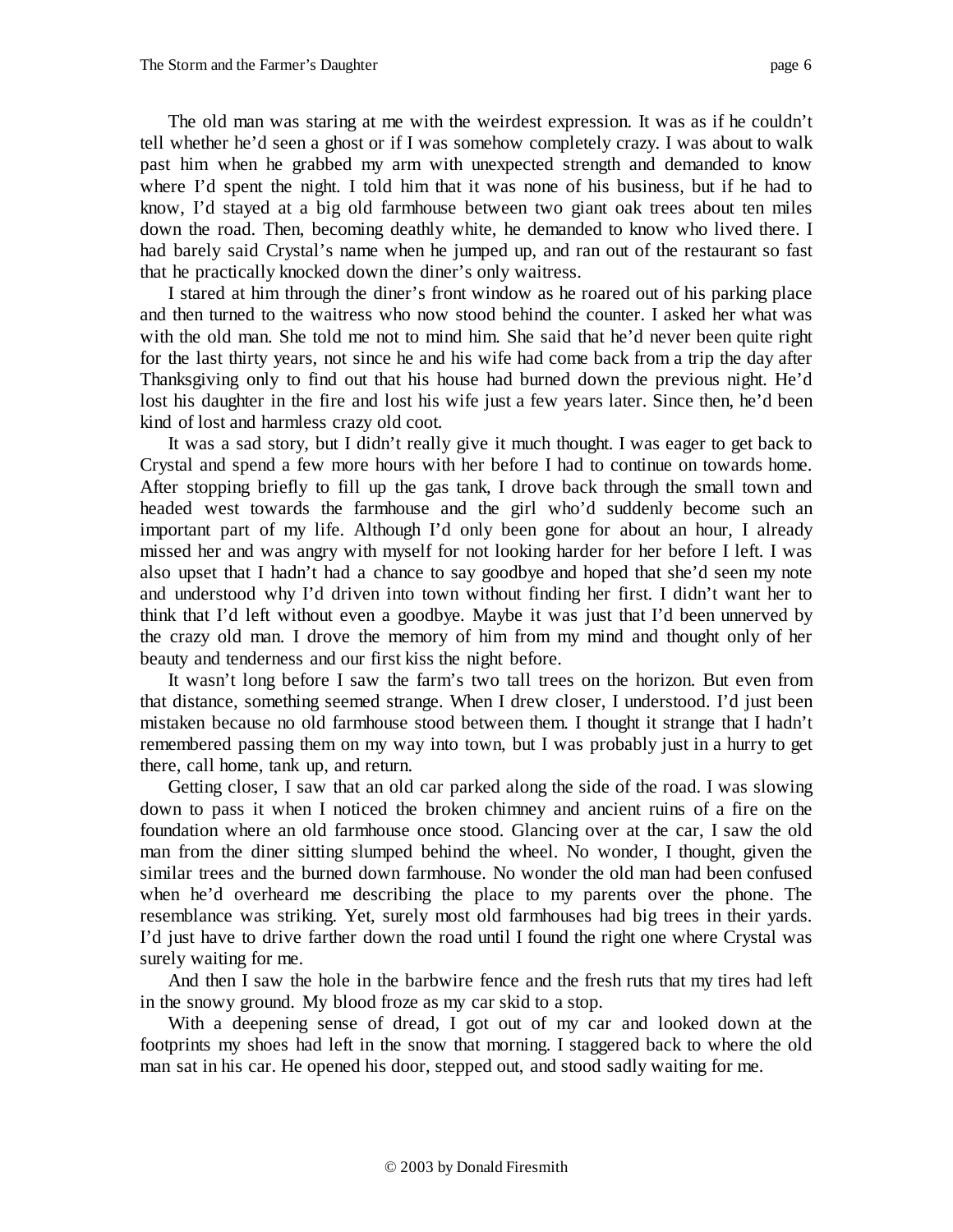The old man was staring at me with the weirdest expression. It was as if he couldn't tell whether he'd seen a ghost or if I was somehow completely crazy. I was about to walk past him when he grabbed my arm with unexpected strength and demanded to know where I'd spent the night. I told him that it was none of his business, but if he had to know, I'd stayed at a big old farmhouse between two giant oak trees about ten miles down the road. Then, becoming deathly white, he demanded to know who lived there. I had barely said Crystal's name when he jumped up, and ran out of the restaurant so fast that he practically knocked down the diner's only waitress.

I stared at him through the diner's front window as he roared out of his parking place and then turned to the waitress who now stood behind the counter. I asked her what was with the old man. She told me not to mind him. She said that he'd never been quite right for the last thirty years, not since he and his wife had come back from a trip the day after Thanksgiving only to find out that his house had burned down the previous night. He'd lost his daughter in the fire and lost his wife just a few years later. Since then, he'd been kind of lost and harmless crazy old coot.

It was a sad story, but I didn't really give it much thought. I was eager to get back to Crystal and spend a few more hours with her before I had to continue on towards home. After stopping briefly to fill up the gas tank, I drove back through the small town and headed west towards the farmhouse and the girl who'd suddenly become such an important part of my life. Although I'd only been gone for about an hour, I already missed her and was angry with myself for not looking harder for her before I left. I was also upset that I hadn't had a chance to say goodbye and hoped that she'd seen my note and understood why I'd driven into town without finding her first. I didn't want her to think that I'd left without even a goodbye. Maybe it was just that I'd been unnerved by the crazy old man. I drove the memory of him from my mind and thought only of her beauty and tenderness and our first kiss the night before.

It wasn't long before I saw the farm's two tall trees on the horizon. But even from that distance, something seemed strange. When I drew closer, I understood. I'd just been mistaken because no old farmhouse stood between them. I thought it strange that I hadn't remembered passing them on my way into town, but I was probably just in a hurry to get there, call home, tank up, and return.

Getting closer, I saw that an old car parked along the side of the road. I was slowing down to pass it when I noticed the broken chimney and ancient ruins of a fire on the foundation where an old farmhouse once stood. Glancing over at the car, I saw the old man from the diner sitting slumped behind the wheel. No wonder, I thought, given the similar trees and the burned down farmhouse. No wonder the old man had been confused when he'd overheard me describing the place to my parents over the phone. The resemblance was striking. Yet, surely most old farmhouses had big trees in their yards. I'd just have to drive farther down the road until I found the right one where Crystal was surely waiting for me.

And then I saw the hole in the barbwire fence and the fresh ruts that my tires had left in the snowy ground. My blood froze as my car skid to a stop.

With a deepening sense of dread, I got out of my car and looked down at the footprints my shoes had left in the snow that morning. I staggered back to where the old man sat in his car. He opened his door, stepped out, and stood sadly waiting for me.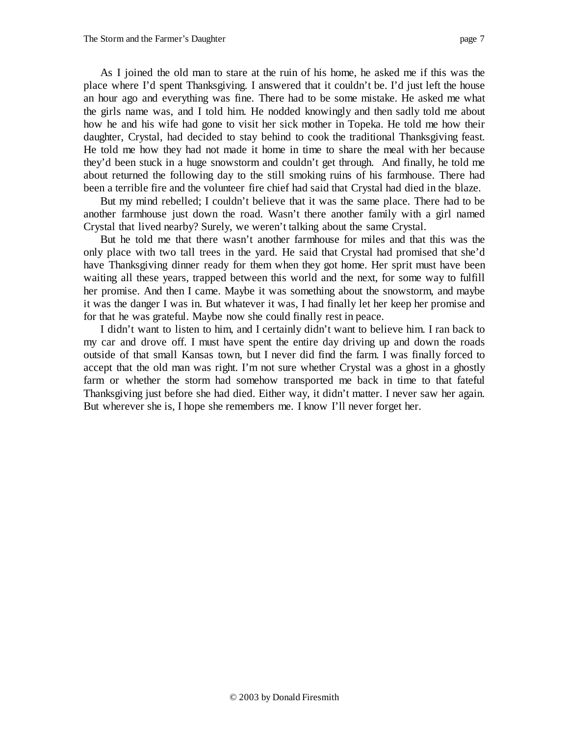As I joined the old man to stare at the ruin of his home, he asked me if this was the place where I'd spent Thanksgiving. I answered that it couldn't be. I'd just left the house an hour ago and everything was fine. There had to be some mistake. He asked me what the girls name was, and I told him. He nodded knowingly and then sadly told me about how he and his wife had gone to visit her sick mother in Topeka. He told me how their daughter, Crystal, had decided to stay behind to cook the traditional Thanksgiving feast. He told me how they had not made it home in time to share the meal with her because they'd been stuck in a huge snowstorm and couldn't get through. And finally, he told me about returned the following day to the still smoking ruins of his farmhouse. There had been a terrible fire and the volunteer fire chief had said that Crystal had died in the blaze.

But my mind rebelled; I couldn't believe that it was the same place. There had to be another farmhouse just down the road. Wasn't there another family with a girl named Crystal that lived nearby? Surely, we weren't talking about the same Crystal.

But he told me that there wasn't another farmhouse for miles and that this was the only place with two tall trees in the yard. He said that Crystal had promised that she'd have Thanksgiving dinner ready for them when they got home. Her sprit must have been waiting all these years, trapped between this world and the next, for some way to fulfill her promise. And then I came. Maybe it was something about the snowstorm, and maybe it was the danger I was in. But whatever it was, I had finally let her keep her promise and for that he was grateful. Maybe now she could finally rest in peace.

I didn't want to listen to him, and I certainly didn't want to believe him. I ran back to my car and drove off. I must have spent the entire day driving up and down the roads outside of that small Kansas town, but I never did find the farm. I was finally forced to accept that the old man was right. I'm not sure whether Crystal was a ghost in a ghostly farm or whether the storm had somehow transported me back in time to that fateful Thanksgiving just before she had died. Either way, it didn't matter. I never saw her again. But wherever she is, I hope she remembers me. I know I'll never forget her.